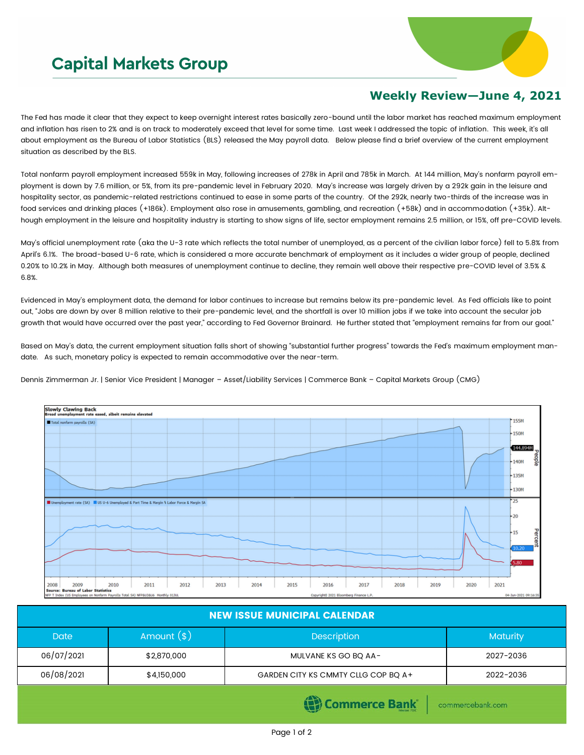# Capital Markets Group

## Weekly Review—June 4, 2021

The Fed has made it clear that they expect to keep overnight interest rates basically zero-bound until the labor market has reached maximum employment and inflation has risen to 2% and is on track to moderately exceed that level for some time. Last week I addressed the topic of inflation. This week, it's all about employment as the Bureau of Labor Statistics (BLS) released the May payroll data. Below please find a brief overview of the current employment situation as described by the BLS.

Total nonfarm payroll employment increased 559k in May, following increases of 278k in April and 785k in March. At 144 million, May's nonfarm payroll employment is down by 7.6 million, or 5%, from its pre-pandemic level in February 2020. May's increase was largely driven by a 292k gain in the leisure and hospitality sector, as pandemic-related restrictions continued to ease in some parts of the country. Of the 292k, nearly two-thirds of the increase was in food services and drinking places (+186k). Employment also rose in amusements, gambling, and recreation (+58k) and in accommodation (+35k). Although employment in the leisure and hospitality industry is starting to show signs of life, sector employment remains 2.5 million, or 15%, off pre-COVID levels.

May's official unemployment rate (aka the U-3 rate which reflects the total number of unemployed, as a percent of the civilian labor force) fell to 5.8% from April's 6.1%. The broad-based U-6 rate, which is considered a more accurate benchmark of employment as it includes a wider group of people, declined 0.20% to 10.2% in May. Although both measures of unemployment continue to decline, they remain well above their respective pre-COVID level of 3.5% & 6.8%.

Evidenced in May's employment data, the demand for labor continues to increase but remains below its pre-pandemic level. As Fed officials like to point out, "Jobs are down by over 8 million relative to their pre-pandemic level, and the shortfall is over 10 million jobs if we take into account the secular job growth that would have occurred over the past year," according to Fed Governor Brainard. He further stated that "employment remains far from our goal."

Based on May's data, the current employment situation falls short of showing "substantial further progress" towards the Fed's maximum employment mandate. As such, monetary policy is expected to remain accommodative over the near-term.

Dennis Zimmerman Jr. | Senior Vice President | Manager – Asset/Liability Services | Commerce Bank – Capital Markets Group (CMG)

| NEW ISSUE MUNICIPAL CALENDAR | | | |
|---|---|---|---|
| Date | Amount ($) | Description | Maturity |
| 06/07/2021 | $2,870,000 | MULVANE KS GO BQ AA- | 2027-2036 |
| 06/08/2021 | $4,150,000 | GARDEN CITY KS CMMTY CLLG COP BQ A+ | 2022-2036 |

Commerce Bank | commercebank.com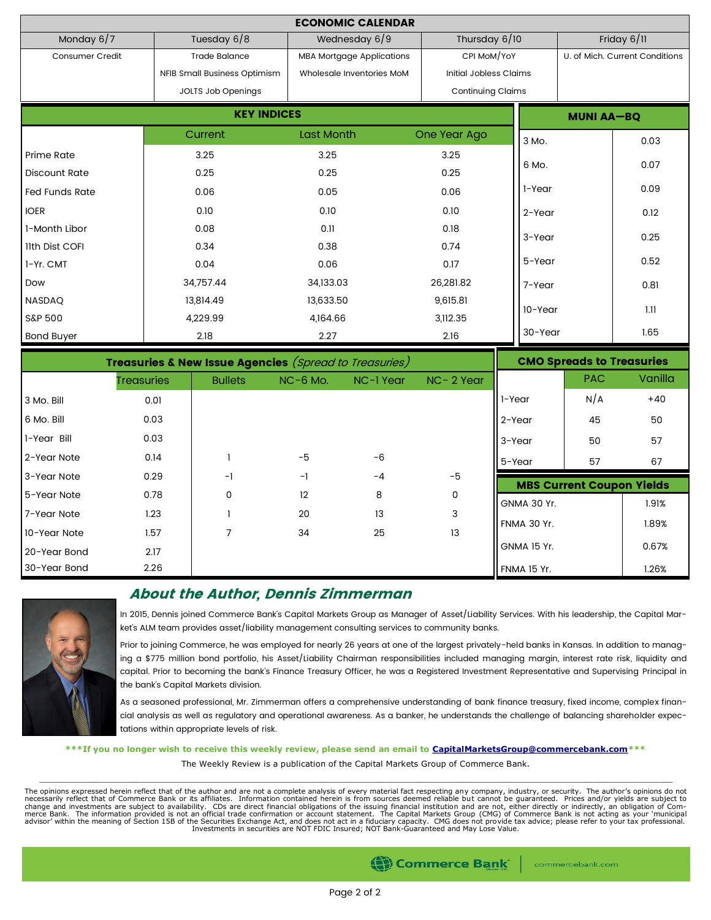## ECONOMIC CALENDAR

| Monday 6/7 | Tuesday 6/8 | Wednesday 6/9 | Thursday 6/10 | Friday 6/11 |
|---|---|---|---|---|
| Consumer Credit | Trade Balance | MBA Mortgage Applications | CPI MoM/YoY | U. of Mich. Current Conditions |
| | NFIB Small Business Optimism | Wholesale Inventories MoM | Initial Jobless Claims | |
| | JOLTS Job Openings | | Continuing Claims | |

## KEY INDICES

| | Current | Last Month | One Year Ago |
|---|---|---|---|
| Prime Rate | 3.25 | 3.25 | 3.25 |
| Discount Rate | 0.25 | 0.25 | 0.25 |
| Fed Funds Rate | 0.06 | 0.05 | 0.06 |
| IOER | 0.10 | 0.10 | 0.10 |
| 1-Month Libor | 0.08 | 0.11 | 0.18 |
| 11th Dist COFI | 0.34 | 0.38 | 0.74 |
| 1-Yr. CMT | 0.04 | 0.06 | 0.17 |
| Dow | 34,757.44 | 34,133.03 | 26,281.82 |
| NASDAQ | 13,814.49 | 13,633.50 | 9,615.81 |
| S&P 500 | 4,229.99 | 4,164.66 | 3,112.35 |
| Bond Buyer | 2.18 | 2.27 | 2.16 |

## MUNI AA—BQ

| | |
|---|---|
| 3 Mo. | 0.03 |
| 6 Mo. | 0.07 |
| 1-Year | 0.09 |
| 2-Year | 0.12 |
| 3-Year | 0.25 |
| 5-Year | 0.52 |
| 7-Year | 0.81 |
| 10-Year | 1.11 |
| 30-Year | 1.65 |

## Treasuries & New Issue Agencies *(Spread to Treasuries)*

| | Treasuries | Bullets | NC-6 Mo. | NC-1 Year | NC- 2 Year |
|---|---|---|---|---|---|
| 3 Mo. Bill | 0.01 | | | | |
| 6 Mo. Bill | 0.03 | | | | |
| 1-Year Bill | 0.03 | | | | |
| 2-Year Note | 0.14 | 1 | -5 | -6 | |
| 3-Year Note | 0.29 | -1 | -1 | -4 | -5 |
| 5-Year Note | 0.78 | 0 | 12 | 8 | 0 |
| 7-Year Note | 1.23 | 1 | 20 | 13 | 3 |
| 10-Year Note | 1.57 | 7 | 34 | 25 | 13 |
| 20-Year Bond | 2.17 | | | | |
| 30-Year Bond | 2.26 | | | | |

## CMO Spreads to Treasuries

| | PAC | Vanilla |
|---|---|---|
| 1-Year | N/A | +40 |
| 2-Year | 45 | 50 |
| 3-Year | 50 | 57 |
| 5-Year | 57 | 67 |

## MBS Current Coupon Yields

| | |
|---|---|
| GNMA 30 Yr. | 1.91% |
| FNMA 30 Yr. | 1.89% |
| GNMA 15 Yr. | 0.67% |
| FNMA 15 Yr. | 1.26% |

## *About the Author, Dennis Zimmerman*

In 2015, Dennis joined Commerce Bank's Capital Markets Group as Manager of Asset/Liability Services. With his leadership, the Capital Market's ALM team provides asset/liability management consulting services to community banks.

Prior to joining Commerce, he was employed for nearly 26 years at one of the largest privately-held banks in Kansas. In addition to managing a $775 million bond portfolio, his Asset/Liability Chairman responsibilities included managing margin, interest rate risk, liquidity and capital. Prior to becoming the bank's Finance Treasury Officer, he was a Registered Investment Representative and Supervising Principal in the bank's Capital Markets division.

As a seasoned professional, Mr. Zimmerman offers a comprehensive understanding of bank finance treasury, fixed income, complex financial analysis as well as regulatory and operational awareness. As a banker, he understands the challenge of balancing shareholder expectations within appropriate levels of risk.

**\*\*\*If you no longer wish to receive this weekly review, please send an email to CapitalMarketsGroup@commercebank.com\*\*\***

The Weekly Review is a publication of the Capital Markets Group of Commerce Bank.

The opinions expressed herein reflect that of the author and are not a complete analysis of every material fact respecting any company, industry, or security. The author's opinions do not necessarily reflect that of Commerce Bank or its affiliates. Information contained herein is from sources deemed reliable but cannot be guaranteed. Prices and/or yields are subject to change and investments are subject to availability. CDs are direct financial obligations of the issuing financial institution and are not, either directly or indirectly, an obligation of Commerce Bank. The information provided is not an official trade confirmation or account statement. The Capital Markets Group (CMG) of Commerce Bank is not acting as your 'municipal advisor' within the meaning of Section 15B of the Securities Exchange Act, and does not act in a fiduciary capacity. CMG does not provide tax advice; please refer to your tax professional. Investments in securities are NOT FDIC Insured; NOT Bank-Guaranteed and May Lose Value.

Commerce Bank | commercebank.com